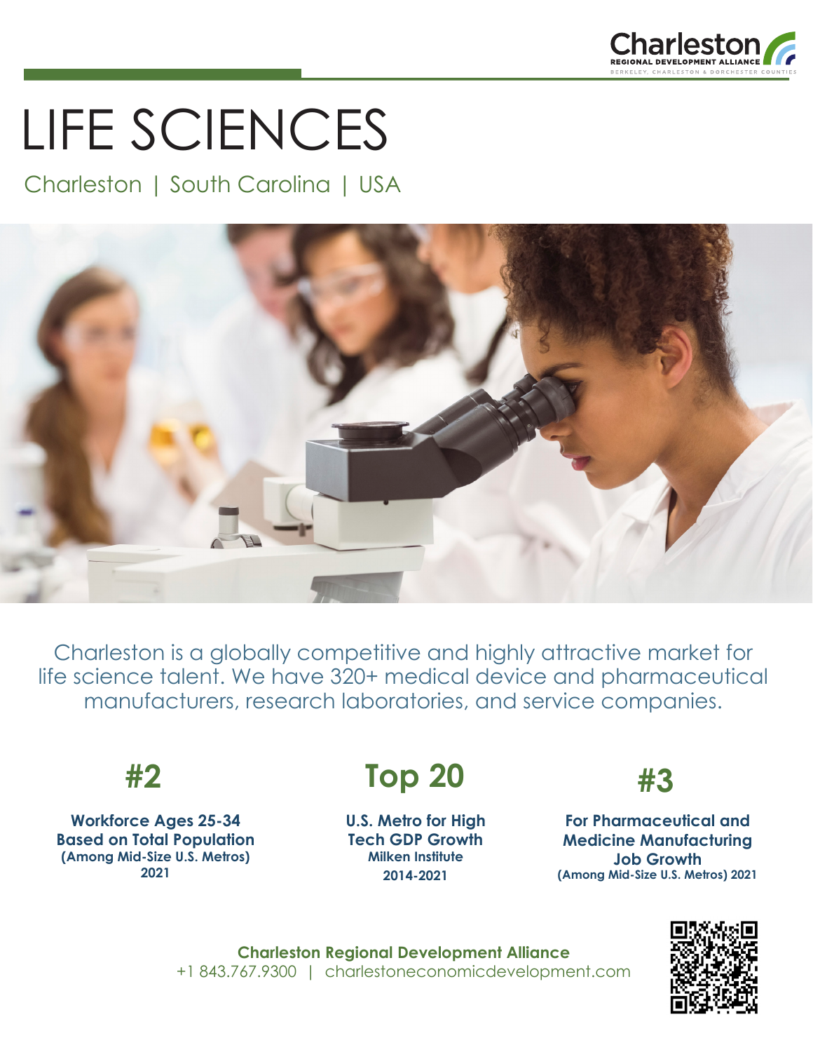Charleston
REGIONAL DEVELOPMENT ALLIANCE
BERKELEY, CHARLESTON & DORCHESTER COUNTIES

# LIFE SCIENCES

Charleston | South Carolina | USA

Charleston is a globally competitive and highly attractive market for life science talent. We have 320+ medical device and pharmaceutical manufacturers, research laboratories, and service companies.

## #2

**Workforce Ages 25-34 Based on Total Population**
**(Among Mid-Size U.S. Metros) 2021**

## Top 20

**U.S. Metro for High Tech GDP Growth**
**Milken Institute**
**2014-2021**

## #3

**For Pharmaceutical and Medicine Manufacturing Job Growth**
**(Among Mid-Size U.S. Metros) 2021**

**Charleston Regional Development Alliance**
+1 843.767.9300 | charlestoneconomicdevelopment.com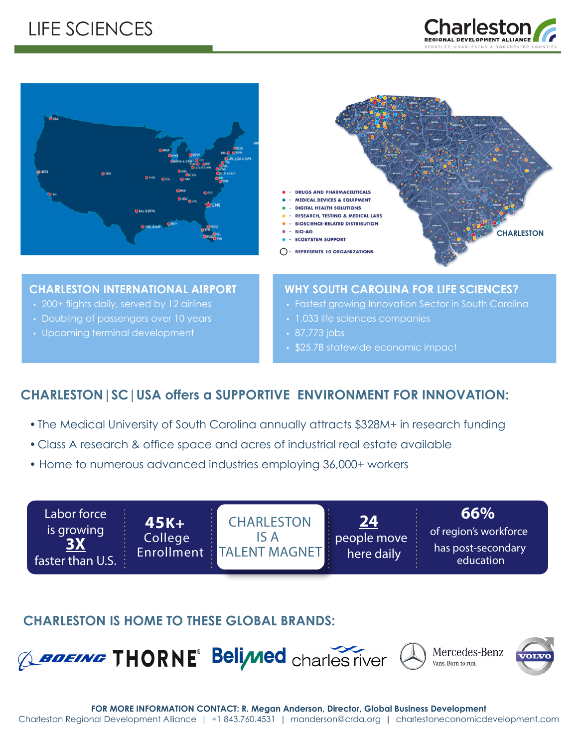# LIFE SCIENCES

**Charleston** REGIONAL DEVELOPMENT ALLIANCE
BERKELEY, CHARLESTON & DORCHESTER COUNTIES

- DRUGS AND PHARMACEUTICALS
- MEDICAL DEVICES & EQUIPMENT
- DIGITAL HEALTH SOLUTIONS
- RESEARCH, TESTING & MEDICAL LABS
- BIOSCIENCE-RELATED DISTRIBUTION
- BIO-AG
- ECOSYSTEM SUPPORT

○ - REPRESENTS 10 ORGANIZATIONS

CHARLESTON

## CHARLESTON INTERNATIONAL AIRPORT

- 200+ flights daily, served by 12 airlines
- Doubling of passengers over 10 years
- Upcoming terminal development

## WHY SOUTH CAROLINA FOR LIFE SCIENCES?

- Fastest growing Innovation Sector in South Carolina
- 1,033 life sciences companies
- 87,773 jobs
- $25.7B statewide economic impact

## CHARLESTON | SC | USA offers a SUPPORTIVE ENVIRONMENT FOR INNOVATION:

- The Medical University of South Carolina annually attracts $328M+ in research funding
- Class A research & office space and acres of industrial real estate available
- Home to numerous advanced industries employing 36,000+ workers

Labor force is growing **3X** faster than U.S.

**45K+** College Enrollment

CHARLESTON IS A TALENT MAGNET

**24** people move here daily

**66%** of region's workforce has post-secondary education

## CHARLESTON IS HOME TO THESE GLOBAL BRANDS:

BOEING | THORNE | Belimed | charles river | Mercedes-Benz Vans. Born to run. | VOLVO

**FOR MORE INFORMATION CONTACT: R. Megan Anderson, Director, Global Business Development**
Charleston Regional Development Alliance | +1 843.760.4531 | manderson@crda.org | charlestoneconomicdevelopment.com